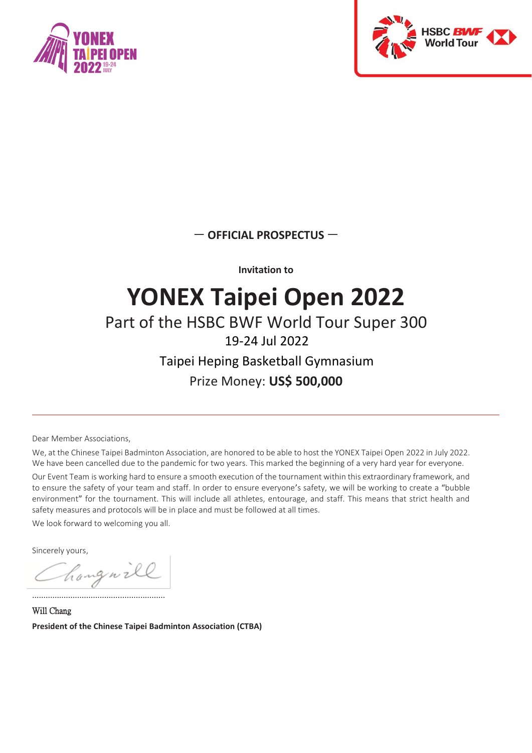— **OFFICIAL PROSPECTUS** —

**Invitation to**

# YONEX Taipei Open 2022

## Part of the HSBC BWF World Tour Super 300

19-24 Jul 2022

Taipei Heping Basketball Gymnasium

Prize Money: **US$ 500,000**

---

Dear Member Associations,

We, at the Chinese Taipei Badminton Association, are honored to be able to host the YONEX Taipei Open 2022 in July 2022. We have been cancelled due to the pandemic for two years. This marked the beginning of a very hard year for everyone.

Our Event Team is working hard to ensure a smooth execution of the tournament within this extraordinary framework, and to ensure the safety of your team and staff. In order to ensure everyone's safety, we will be working to create a "bubble environment" for the tournament. This will include all athletes, entourage, and staff. This means that strict health and safety measures and protocols will be in place and must be followed at all times.

We look forward to welcoming you all.

Sincerely yours,

..........................................................

Will Chang

**President of the Chinese Taipei Badminton Association (CTBA)**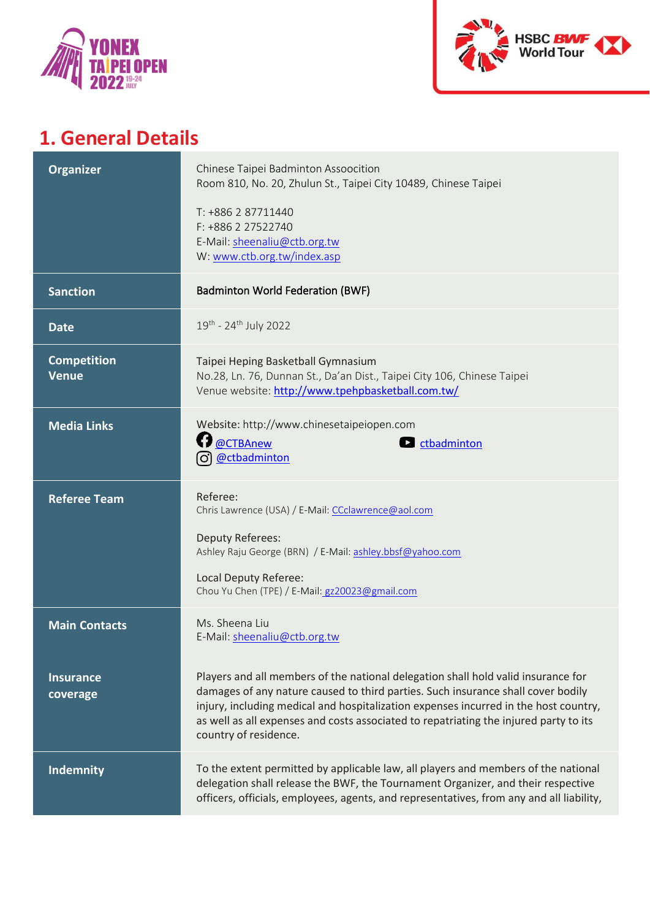## 1. General Details

| | |
|---|---|
| **Organizer** | Chinese Taipei Badminton Assoocition<br>Room 810, No. 20, Zhulun St., Taipei City 10489, Chinese Taipei<br><br>T: +886 2 87711440<br>F: +886 2 27522740<br>E-Mail: sheenaliu@ctb.org.tw<br>W: www.ctb.org.tw/index.asp |
| **Sanction** | Badminton World Federation (BWF) |
| **Date** | 19th - 24th July 2022 |
| **Competition Venue** | Taipei Heping Basketball Gymnasium<br>No.28, Ln. 76, Dunnan St., Da'an Dist., Taipei City 106, Chinese Taipei<br>Venue website: http://www.tpehpbasketball.com.tw/ |
| **Media Links** | Website: http://www.chinesetaipeiopen.com<br>@CTBAnew<br>ctbadminton<br>@ctbadminton |
| **Referee Team** | Referee:<br>Chris Lawrence (USA) / E-Mail: CCclawrence@aol.com<br><br>Deputy Referees:<br>Ashley Raju George (BRN) / E-Mail: ashley.bbsf@yahoo.com<br><br>Local Deputy Referee:<br>Chou Yu Chen (TPE) / E-Mail: gz20023@gmail.com |
| **Main Contacts** | Ms. Sheena Liu<br>E-Mail: sheenaliu@ctb.org.tw |
| **Insurance coverage** | Players and all members of the national delegation shall hold valid insurance for damages of any nature caused to third parties. Such insurance shall cover bodily injury, including medical and hospitalization expenses incurred in the host country, as well as all expenses and costs associated to repatriating the injured party to its country of residence. |
| **Indemnity** | To the extent permitted by applicable law, all players and members of the national delegation shall release the BWF, the Tournament Organizer, and their respective officers, officials, employees, agents, and representatives, from any and all liability, |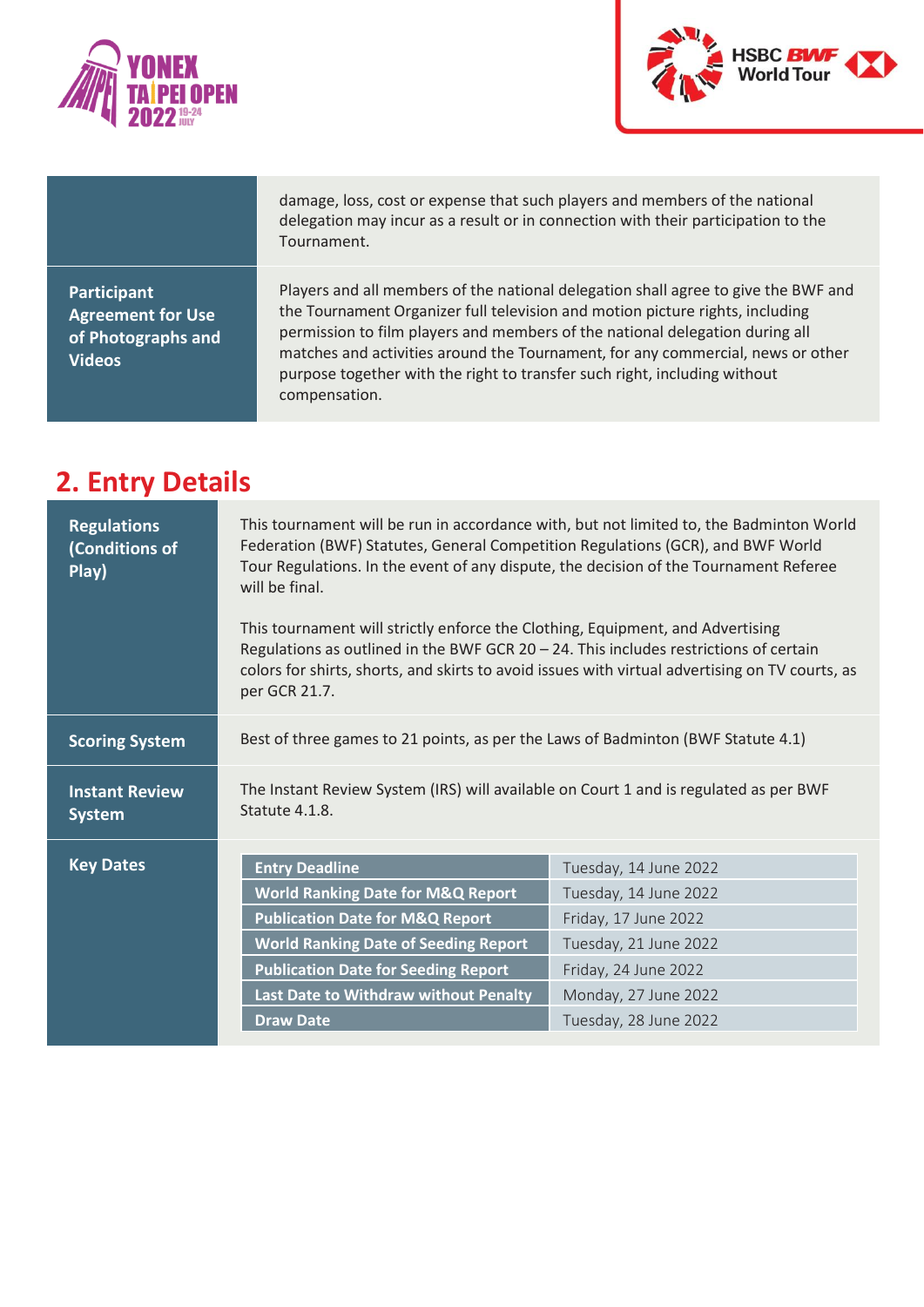| | |
|---|---|
| | damage, loss, cost or expense that such players and members of the national delegation may incur as a result or in connection with their participation to the Tournament. |
| **Participant Agreement for Use of Photographs and Videos** | Players and all members of the national delegation shall agree to give the BWF and the Tournament Organizer full television and motion picture rights, including permission to film players and members of the national delegation during all matches and activities around the Tournament, for any commercial, news or other purpose together with the right to transfer such right, including without compensation. |

## 2. Entry Details

| | |
|---|---|
| **Regulations (Conditions of Play)** | This tournament will be run in accordance with, but not limited to, the Badminton World Federation (BWF) Statutes, General Competition Regulations (GCR), and BWF World Tour Regulations. In the event of any dispute, the decision of the Tournament Referee will be final.<br><br>This tournament will strictly enforce the Clothing, Equipment, and Advertising Regulations as outlined in the BWF GCR 20 – 24. This includes restrictions of certain colors for shirts, shorts, and skirts to avoid issues with virtual advertising on TV courts, as per GCR 21.7. |
| **Scoring System** | Best of three games to 21 points, as per the Laws of Badminton (BWF Statute 4.1) |
| **Instant Review System** | The Instant Review System (IRS) will available on Court 1 and is regulated as per BWF Statute 4.1.8. |
| **Key Dates** | See table below |

| Key Dates | |
|---|---|
| **Entry Deadline** | Tuesday, 14 June 2022 |
| **World Ranking Date for M&Q Report** | Tuesday, 14 June 2022 |
| **Publication Date for M&Q Report** | Friday, 17 June 2022 |
| **World Ranking Date of Seeding Report** | Tuesday, 21 June 2022 |
| **Publication Date for Seeding Report** | Friday, 24 June 2022 |
| **Last Date to Withdraw without Penalty** | Monday, 27 June 2022 |
| **Draw Date** | Tuesday, 28 June 2022 |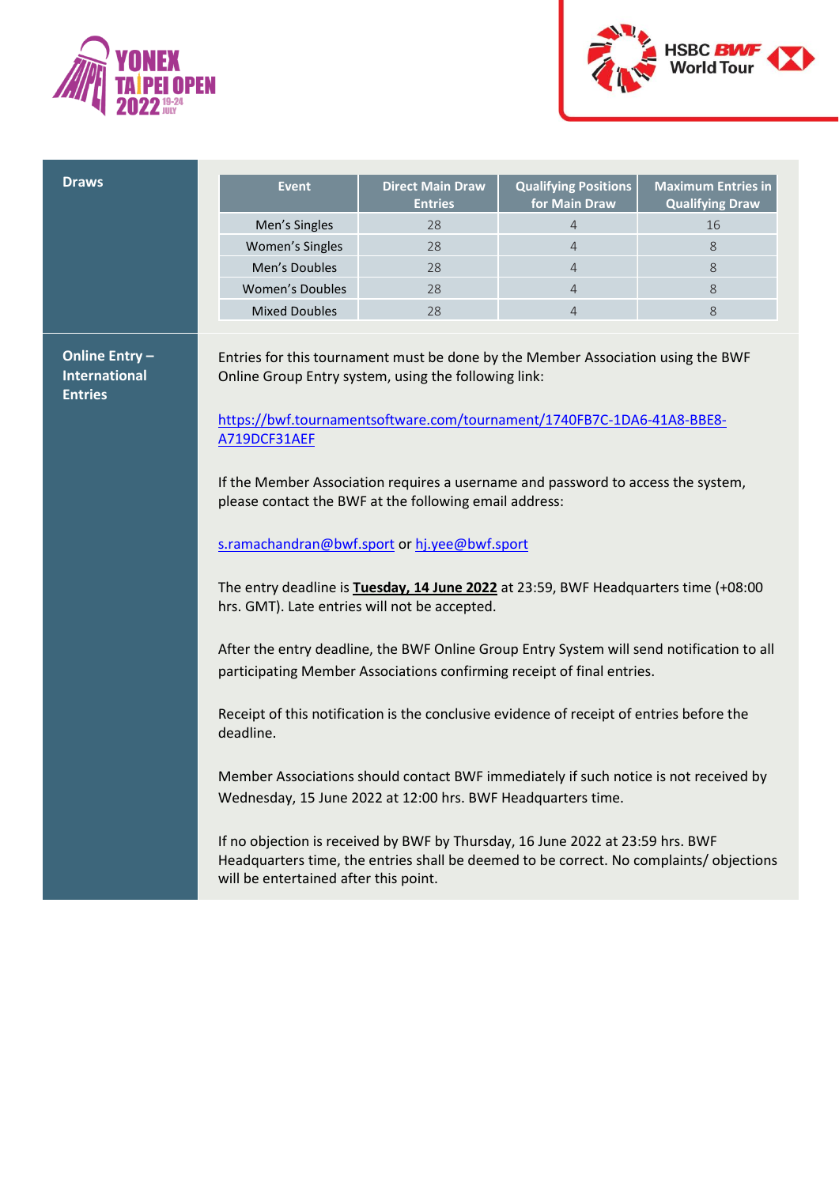## Draws

| Event | Direct Main Draw Entries | Qualifying Positions for Main Draw | Maximum Entries in Qualifying Draw |
|---|---|---|---|
| Men's Singles | 28 | 4 | 16 |
| Women's Singles | 28 | 4 | 8 |
| Men's Doubles | 28 | 4 | 8 |
| Women's Doubles | 28 | 4 | 8 |
| Mixed Doubles | 28 | 4 | 8 |

## Online Entry – International Entries

Entries for this tournament must be done by the Member Association using the BWF Online Group Entry system, using the following link:

https://bwf.tournamentsoftware.com/tournament/1740FB7C-1DA6-41A8-BBE8-A719DCF31AEF

If the Member Association requires a username and password to access the system, please contact the BWF at the following email address:

s.ramachandran@bwf.sport or hj.yee@bwf.sport

The entry deadline is **Tuesday, 14 June 2022** at 23:59, BWF Headquarters time (+08:00 hrs. GMT). Late entries will not be accepted.

After the entry deadline, the BWF Online Group Entry System will send notification to all participating Member Associations confirming receipt of final entries.

Receipt of this notification is the conclusive evidence of receipt of entries before the deadline.

Member Associations should contact BWF immediately if such notice is not received by Wednesday, 15 June 2022 at 12:00 hrs. BWF Headquarters time.

If no objection is received by BWF by Thursday, 16 June 2022 at 23:59 hrs. BWF Headquarters time, the entries shall be deemed to be correct. No complaints/ objections will be entertained after this point.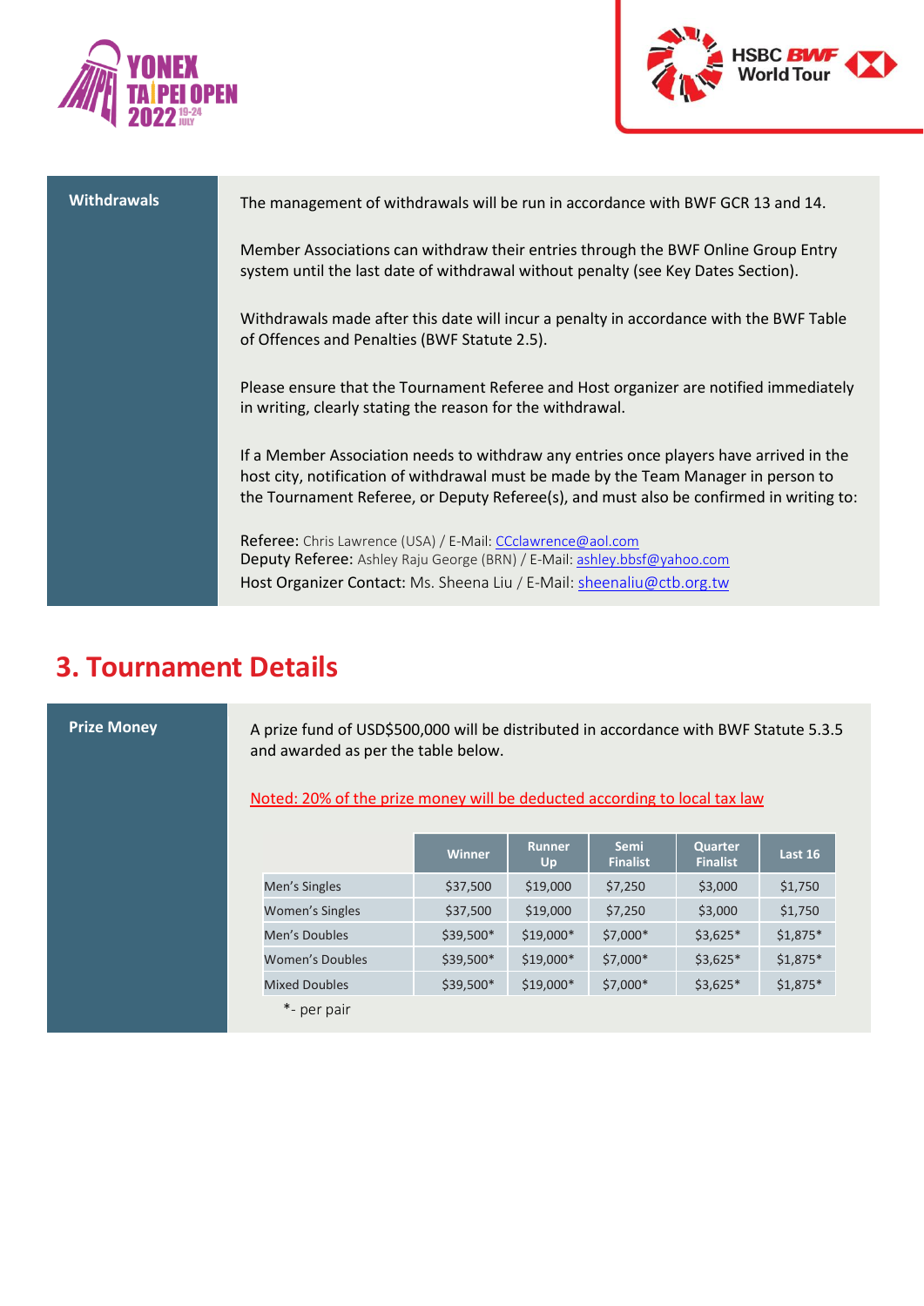**Withdrawals**

The management of withdrawals will be run in accordance with BWF GCR 13 and 14.

Member Associations can withdraw their entries through the BWF Online Group Entry system until the last date of withdrawal without penalty (see Key Dates Section).

Withdrawals made after this date will incur a penalty in accordance with the BWF Table of Offences and Penalties (BWF Statute 2.5).

Please ensure that the Tournament Referee and Host organizer are notified immediately in writing, clearly stating the reason for the withdrawal.

If a Member Association needs to withdraw any entries once players have arrived in the host city, notification of withdrawal must be made by the Team Manager in person to the Tournament Referee, or Deputy Referee(s), and must also be confirmed in writing to:

Referee: Chris Lawrence (USA) / E-Mail: CCclawrence@aol.com
Deputy Referee: Ashley Raju George (BRN) / E-Mail: ashley.bbsf@yahoo.com
Host Organizer Contact: Ms. Sheena Liu / E-Mail: sheenaliu@ctb.org.tw

# 3. Tournament Details

**Prize Money**

A prize fund of USD$500,000 will be distributed in accordance with BWF Statute 5.3.5 and awarded as per the table below.

Noted: 20% of the prize money will be deducted according to local tax law

| | Winner | Runner Up | Semi Finalist | Quarter Finalist | Last 16 |
|---|---|---|---|---|---|
| Men's Singles | $37,500 | $19,000 | $7,250 | $3,000 | $1,750 |
| Women's Singles | $37,500 | $19,000 | $7,250 | $3,000 | $1,750 |
| Men's Doubles | $39,500* | $19,000* | $7,000* | $3,625* | $1,875* |
| Women's Doubles | $39,500* | $19,000* | $7,000* | $3,625* | $1,875* |
| Mixed Doubles | $39,500* | $19,000* | $7,000* | $3,625* | $1,875* |

*- per pair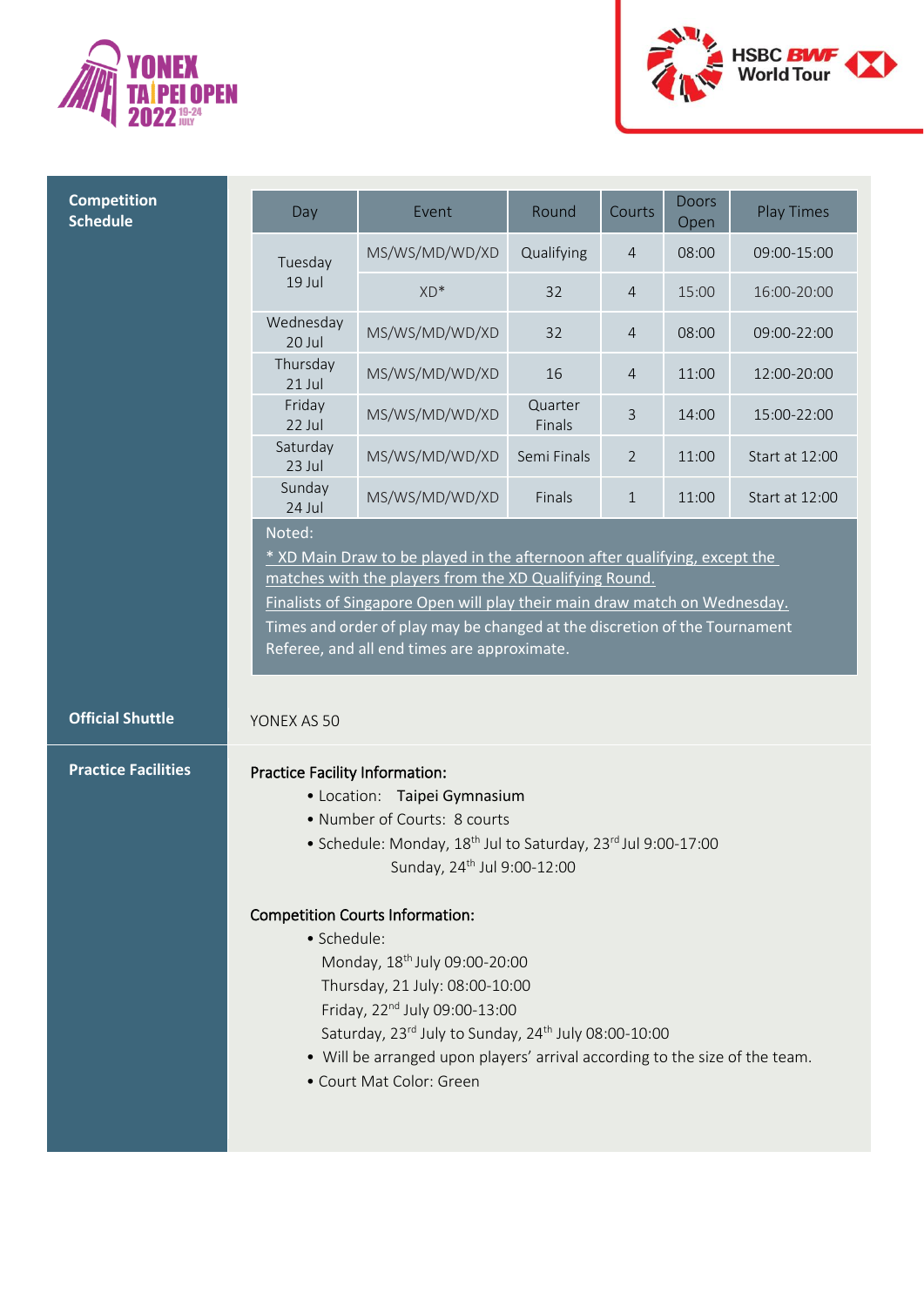## Competition Schedule

| Day | Event | Round | Courts | Doors Open | Play Times |
|---|---|---|---|---|---|
| Tuesday 19 Jul | MS/WS/MD/WD/XD | Qualifying | 4 | 08:00 | 09:00-15:00 |
| | XD* | 32 | 4 | 15:00 | 16:00-20:00 |
| Wednesday 20 Jul | MS/WS/MD/WD/XD | 32 | 4 | 08:00 | 09:00-22:00 |
| Thursday 21 Jul | MS/WS/MD/WD/XD | 16 | 4 | 11:00 | 12:00-20:00 |
| Friday 22 Jul | MS/WS/MD/WD/XD | Quarter Finals | 3 | 14:00 | 15:00-22:00 |
| Saturday 23 Jul | MS/WS/MD/WD/XD | Semi Finals | 2 | 11:00 | Start at 12:00 |
| Sunday 24 Jul | MS/WS/MD/WD/XD | Finals | 1 | 11:00 | Start at 12:00 |

Noted:
* XD Main Draw to be played in the afternoon after qualifying, except the matches with the players from the XD Qualifying Round.
Finalists of Singapore Open will play their main draw match on Wednesday.
Times and order of play may be changed at the discretion of the Tournament Referee, and all end times are approximate.

## Official Shuttle

YONEX AS 50

## Practice Facilities

Practice Facility Information:

- Location: Taipei Gymnasium
- Number of Courts: 8 courts
- Schedule: Monday, 18th Jul to Saturday, 23rd Jul 9:00-17:00
  Sunday, 24th Jul 9:00-12:00

Competition Courts Information:

- Schedule:
  Monday, 18th July 09:00-20:00
  Thursday, 21 July: 08:00-10:00
  Friday, 22nd July 09:00-13:00
  Saturday, 23rd July to Sunday, 24th July 08:00-10:00
- Will be arranged upon players' arrival according to the size of the team.
- Court Mat Color: Green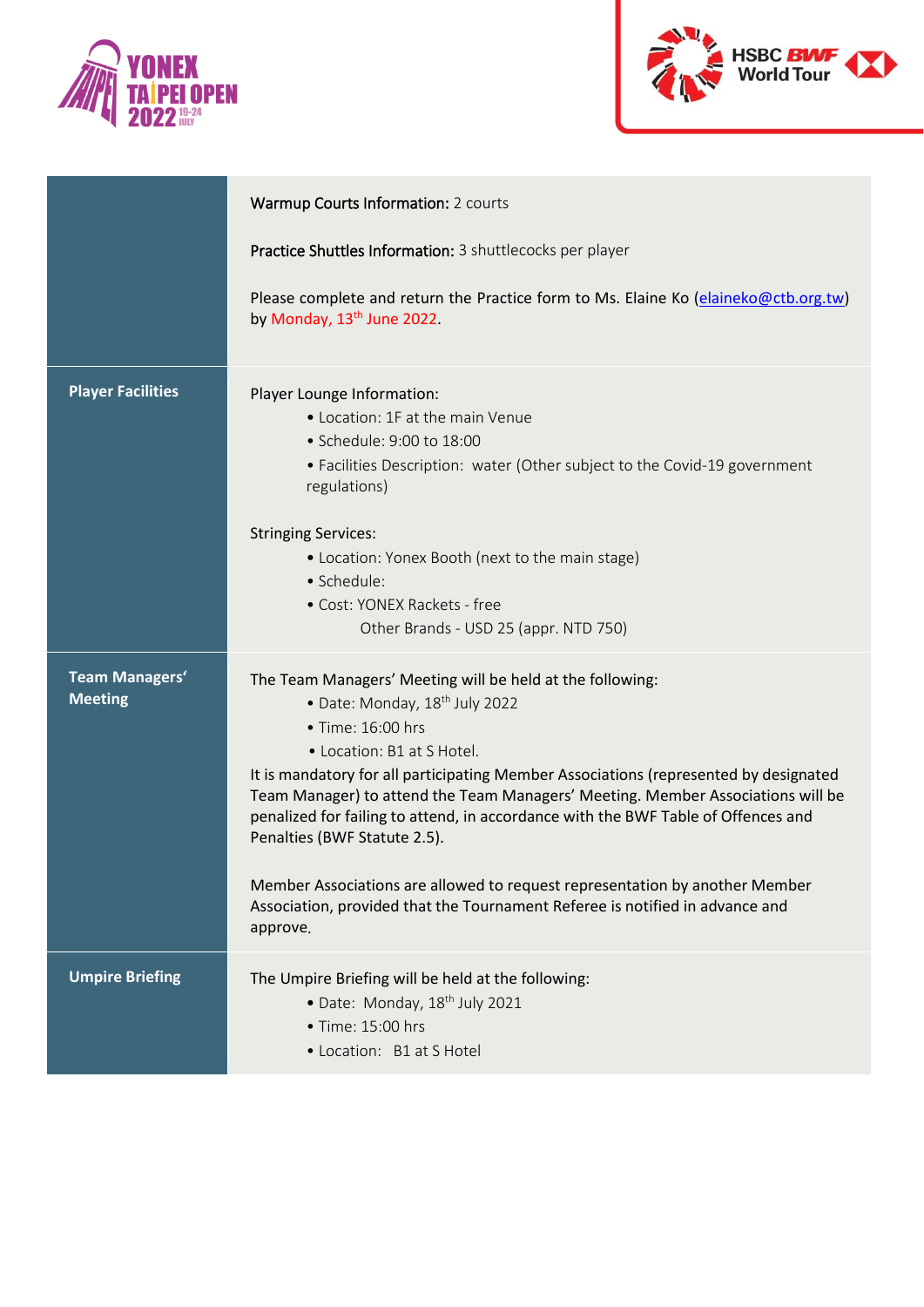| | |
|---|---|
| | **Warmup Courts Information:** 2 courts<br><br>**Practice Shuttles Information:** 3 shuttlecocks per player<br><br>Please complete and return the Practice form to Ms. Elaine Ko (elaineko@ctb.org.tw) by Monday, 13th June 2022. |
| **Player Facilities** | Player Lounge Information:<br>• Location: 1F at the main Venue<br>• Schedule: 9:00 to 18:00<br>• Facilities Description: water (Other subject to the Covid-19 government regulations)<br><br>Stringing Services:<br>• Location: Yonex Booth (next to the main stage)<br>• Schedule:<br>• Cost: YONEX Rackets - free<br>Other Brands - USD 25 (appr. NTD 750) |
| **Team Managers' Meeting** | The Team Managers' Meeting will be held at the following:<br>• Date: Monday, 18th July 2022<br>• Time: 16:00 hrs<br>• Location: B1 at S Hotel.<br>It is mandatory for all participating Member Associations (represented by designated Team Manager) to attend the Team Managers' Meeting. Member Associations will be penalized for failing to attend, in accordance with the BWF Table of Offences and Penalties (BWF Statute 2.5).<br><br>Member Associations are allowed to request representation by another Member Association, provided that the Tournament Referee is notified in advance and approve. |
| **Umpire Briefing** | The Umpire Briefing will be held at the following:<br>• Date: Monday, 18th July 2021<br>• Time: 15:00 hrs<br>• Location: B1 at S Hotel |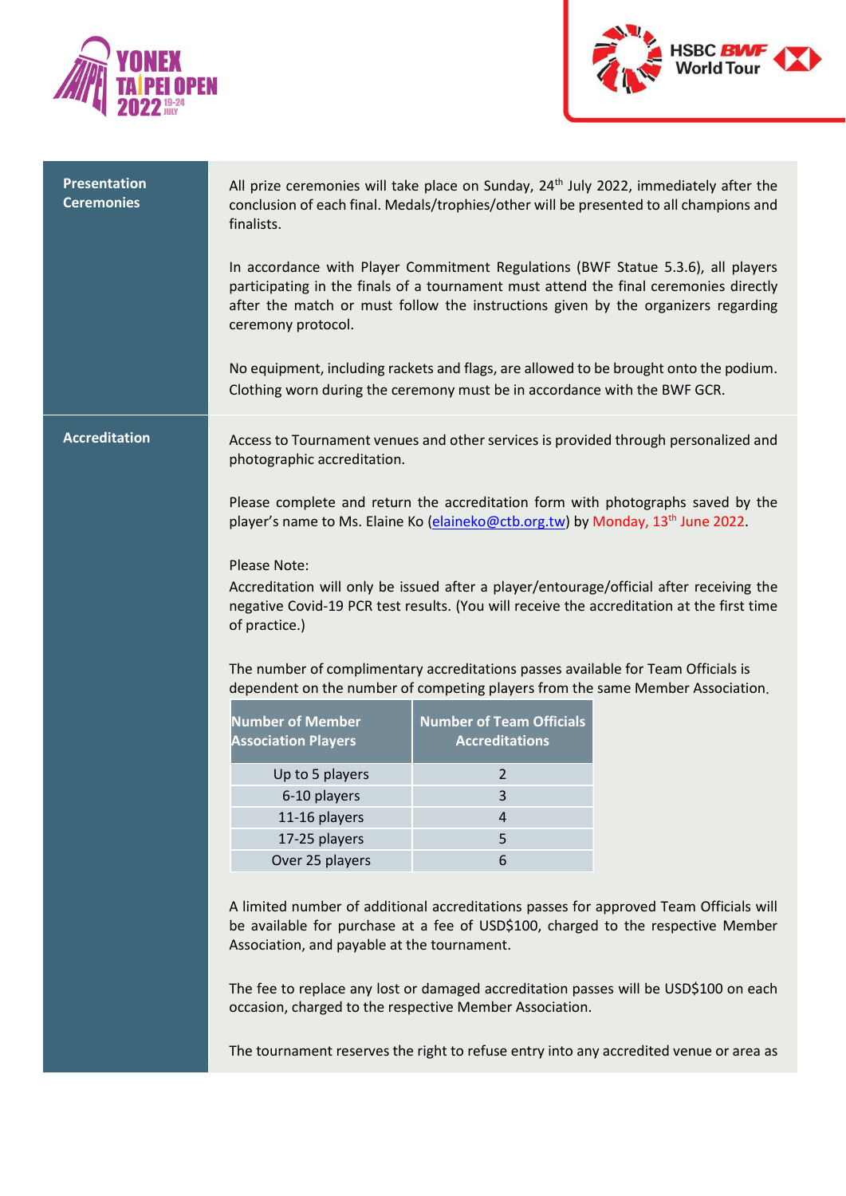## Presentation Ceremonies

All prize ceremonies will take place on Sunday, 24th July 2022, immediately after the conclusion of each final. Medals/trophies/other will be presented to all champions and finalists.

In accordance with Player Commitment Regulations (BWF Statue 5.3.6), all players participating in the finals of a tournament must attend the final ceremonies directly after the match or must follow the instructions given by the organizers regarding ceremony protocol.

No equipment, including rackets and flags, are allowed to be brought onto the podium. Clothing worn during the ceremony must be in accordance with the BWF GCR.

## Accreditation

Access to Tournament venues and other services is provided through personalized and photographic accreditation.

Please complete and return the accreditation form with photographs saved by the player's name to Ms. Elaine Ko (elaineko@ctb.org.tw) by Monday, 13th June 2022.

Please Note:
Accreditation will only be issued after a player/entourage/official after receiving the negative Covid-19 PCR test results. (You will receive the accreditation at the first time of practice.)

The number of complimentary accreditations passes available for Team Officials is dependent on the number of competing players from the same Member Association.

| Number of Member Association Players | Number of Team Officials Accreditations |
|---|---|
| Up to 5 players | 2 |
| 6-10 players | 3 |
| 11-16 players | 4 |
| 17-25 players | 5 |
| Over 25 players | 6 |

A limited number of additional accreditations passes for approved Team Officials will be available for purchase at a fee of USD$100, charged to the respective Member Association, and payable at the tournament.

The fee to replace any lost or damaged accreditation passes will be USD$100 on each occasion, charged to the respective Member Association.

The tournament reserves the right to refuse entry into any accredited venue or area as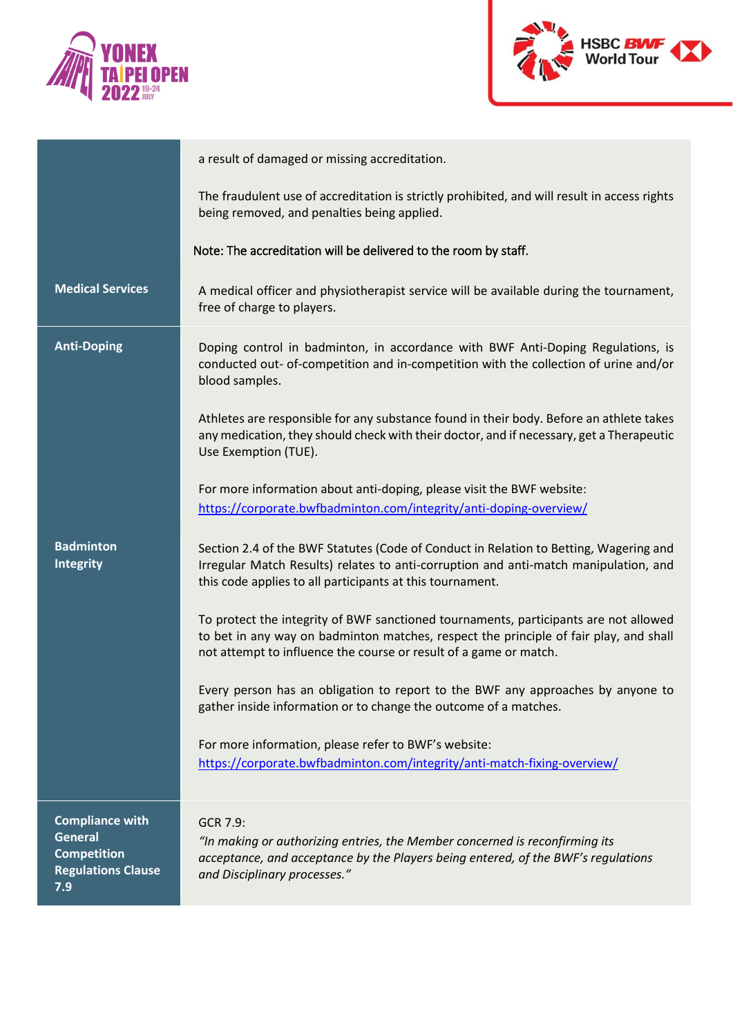| | |
|---|---|
| | a result of damaged or missing accreditation.<br><br>The fraudulent use of accreditation is strictly prohibited, and will result in access rights being removed, and penalties being applied.<br><br>Note: The accreditation will be delivered to the room by staff. |
| **Medical Services** | A medical officer and physiotherapist service will be available during the tournament, free of charge to players. |
| **Anti-Doping** | Doping control in badminton, in accordance with BWF Anti-Doping Regulations, is conducted out- of-competition and in-competition with the collection of urine and/or blood samples.<br><br>Athletes are responsible for any substance found in their body. Before an athlete takes any medication, they should check with their doctor, and if necessary, get a Therapeutic Use Exemption (TUE).<br><br>For more information about anti-doping, please visit the BWF website:<br>[https://corporate.bwfbadminton.com/integrity/anti-doping-overview/](https://corporate.bwfbadminton.com/integrity/anti-doping-overview/) |
| **Badminton Integrity** | Section 2.4 of the BWF Statutes (Code of Conduct in Relation to Betting, Wagering and Irregular Match Results) relates to anti-corruption and anti-match manipulation, and this code applies to all participants at this tournament.<br><br>To protect the integrity of BWF sanctioned tournaments, participants are not allowed to bet in any way on badminton matches, respect the principle of fair play, and shall not attempt to influence the course or result of a game or match.<br><br>Every person has an obligation to report to the BWF any approaches by anyone to gather inside information or to change the outcome of a matches.<br><br>For more information, please refer to BWF's website:<br>[https://corporate.bwfbadminton.com/integrity/anti-match-fixing-overview/](https://corporate.bwfbadminton.com/integrity/anti-match-fixing-overview/) |
| **Compliance with General Competition Regulations Clause 7.9** | GCR 7.9:<br>*"In making or authorizing entries, the Member concerned is reconfirming its acceptance, and acceptance by the Players being entered, of the BWF's regulations and Disciplinary processes."* |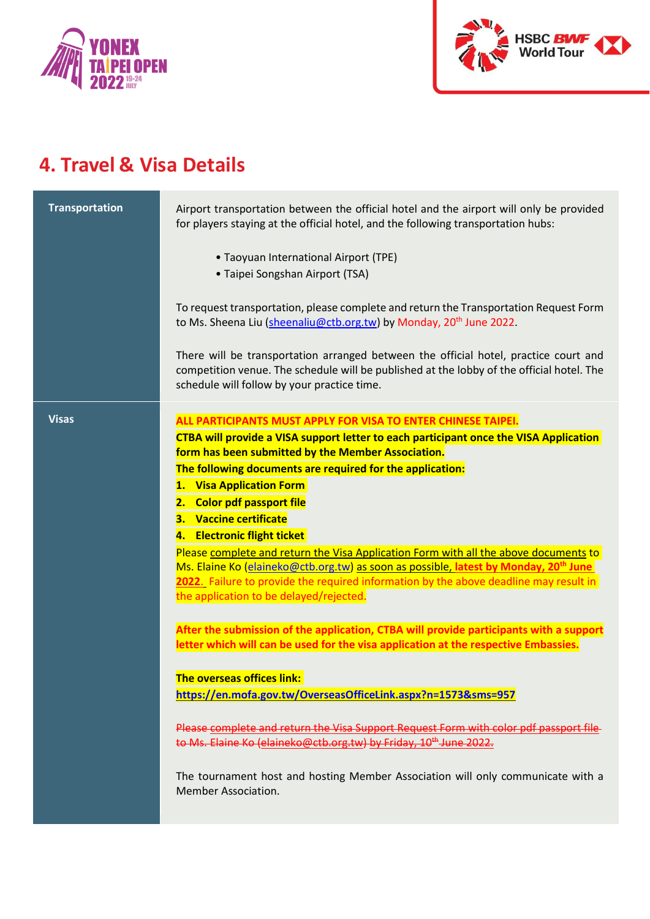# 4. Travel & Visa Details

| | |
|---|---|
| **Transportation** | Airport transportation between the official hotel and the airport will only be provided for players staying at the official hotel, and the following transportation hubs:<br><br>• Taoyuan International Airport (TPE)<br>• Taipei Songshan Airport (TSA)<br><br>To request transportation, please complete and return the Transportation Request Form to Ms. Sheena Liu (sheenaliu@ctb.org.tw) by Monday, 20th June 2022.<br><br>There will be transportation arranged between the official hotel, practice court and competition venue. The schedule will be published at the lobby of the official hotel. The schedule will follow by your practice time. |
| **Visas** | **ALL PARTICIPANTS MUST APPLY FOR VISA TO ENTER CHINESE TAIPEI.**<br>**CTBA will provide a VISA support letter to each participant once the VISA Application form has been submitted by the Member Association.**<br>**The following documents are required for the application:**<br>**1. Visa Application Form**<br>**2. Color pdf passport file**<br>**3. Vaccine certificate**<br>**4. Electronic flight ticket**<br>Please complete and return the Visa Application Form with all the above documents to Ms. Elaine Ko (elaineko@ctb.org.tw) as soon as possible, **latest by Monday, 20th June 2022**. Failure to provide the required information by the above deadline may result in the application to be delayed/rejected.<br><br>**After the submission of the application, CTBA will provide participants with a support letter which will can be used for the visa application at the respective Embassies.**<br><br>**The overseas offices link:**<br>**https://en.mofa.gov.tw/OverseasOfficeLink.aspx?n=1573&sms=957**<br><br>~~Please complete and return the Visa Support Request Form with color pdf passport file to Ms. Elaine Ko (elaineko@ctb.org.tw) by Friday, 10th June 2022.~~<br><br>The tournament host and hosting Member Association will only communicate with a Member Association. |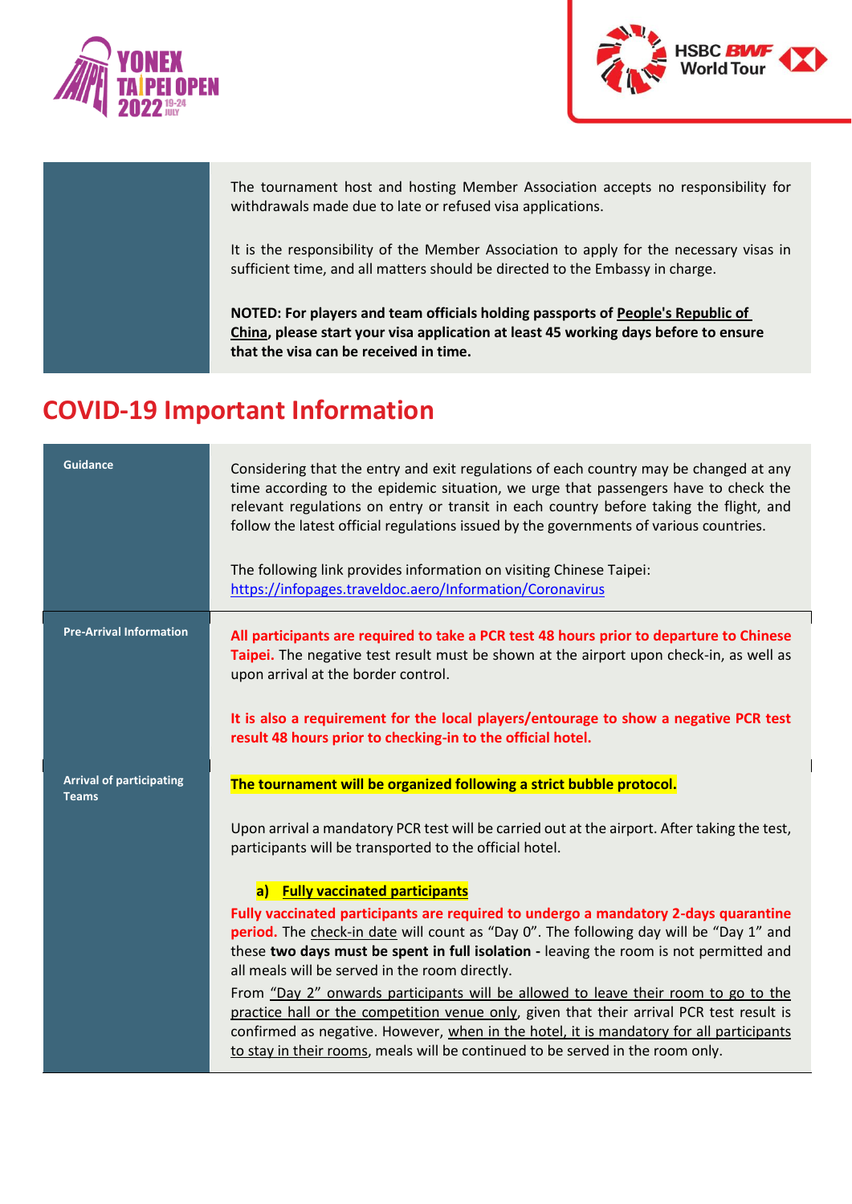| | |
|---|---|
| | The tournament host and hosting Member Association accepts no responsibility for withdrawals made due to late or refused visa applications.<br><br>It is the responsibility of the Member Association to apply for the necessary visas in sufficient time, and all matters should be directed to the Embassy in charge.<br><br>**NOTED: For players and team officials holding passports of People's Republic of China, please start your visa application at least 45 working days before to ensure that the visa can be received in time.** |

## COVID-19 Important Information

| | |
|---|---|
| **Guidance** | Considering that the entry and exit regulations of each country may be changed at any time according to the epidemic situation, we urge that passengers have to check the relevant regulations on entry or transit in each country before taking the flight, and follow the latest official regulations issued by the governments of various countries.<br><br>The following link provides information on visiting Chinese Taipei: https://infopages.traveldoc.aero/Information/Coronavirus |
| **Pre-Arrival Information** | **All participants are required to take a PCR test 48 hours prior to departure to Chinese Taipei.** The negative test result must be shown at the airport upon check-in, as well as upon arrival at the border control.<br><br>**It is also a requirement for the local players/entourage to show a negative PCR test result 48 hours prior to checking-in to the official hotel.** |
| **Arrival of participating Teams** | **The tournament will be organized following a strict bubble protocol.**<br><br>Upon arrival a mandatory PCR test will be carried out at the airport. After taking the test, participants will be transported to the official hotel.<br><br>**a) Fully vaccinated participants**<br>**Fully vaccinated participants are required to undergo a mandatory 2-days quarantine period.** The check-in date will count as "Day 0". The following day will be "Day 1" and these **two days must be spent in full isolation -** leaving the room is not permitted and all meals will be served in the room directly.<br>From "Day 2" onwards participants will be allowed to leave their room to go to the practice hall or the competition venue only, given that their arrival PCR test result is confirmed as negative. However, when in the hotel, it is mandatory for all participants to stay in their rooms, meals will be continued to be served in the room only. |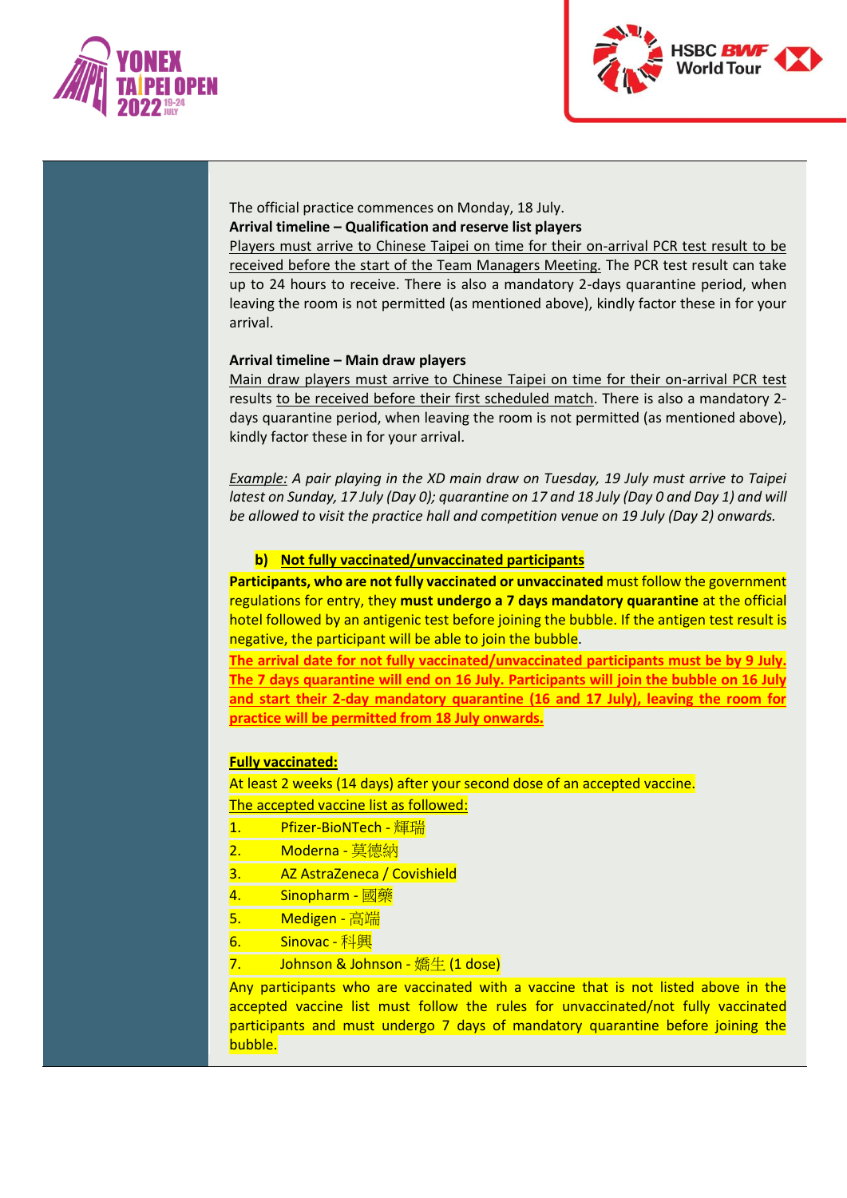The official practice commences on Monday, 18 July.

**Arrival timeline – Qualification and reserve list players**

Players must arrive to Chinese Taipei on time for their on-arrival PCR test result to be received before the start of the Team Managers Meeting. The PCR test result can take up to 24 hours to receive. There is also a mandatory 2-days quarantine period, when leaving the room is not permitted (as mentioned above), kindly factor these in for your arrival.

**Arrival timeline – Main draw players**

Main draw players must arrive to Chinese Taipei on time for their on-arrival PCR test results to be received before their first scheduled match. There is also a mandatory 2-days quarantine period, when leaving the room is not permitted (as mentioned above), kindly factor these in for your arrival.

*Example: A pair playing in the XD main draw on Tuesday, 19 July must arrive to Taipei latest on Sunday, 17 July (Day 0); quarantine on 17 and 18 July (Day 0 and Day 1) and will be allowed to visit the practice hall and competition venue on 19 July (Day 2) onwards.*

**b) Not fully vaccinated/unvaccinated participants**

**Participants, who are not fully vaccinated or unvaccinated** must follow the government regulations for entry, they **must undergo a 7 days mandatory quarantine** at the official hotel followed by an antigenic test before joining the bubble. If the antigen test result is negative, the participant will be able to join the bubble.

**The arrival date for not fully vaccinated/unvaccinated participants must be by 9 July. The 7 days quarantine will end on 16 July. Participants will join the bubble on 16 July and start their 2-day mandatory quarantine (16 and 17 July), leaving the room for practice will be permitted from 18 July onwards.**

**Fully vaccinated:**

At least 2 weeks (14 days) after your second dose of an accepted vaccine.

The accepted vaccine list as followed:

1. Pfizer-BioNTech - 輝瑞
2. Moderna - 莫德納
3. AZ AstraZeneca / Covishield
4. Sinopharm - 國藥
5. Medigen - 高端
6. Sinovac - 科興
7. Johnson & Johnson - 嬌生 (1 dose)

Any participants who are vaccinated with a vaccine that is not listed above in the accepted vaccine list must follow the rules for unvaccinated/not fully vaccinated participants and must undergo 7 days of mandatory quarantine before joining the bubble.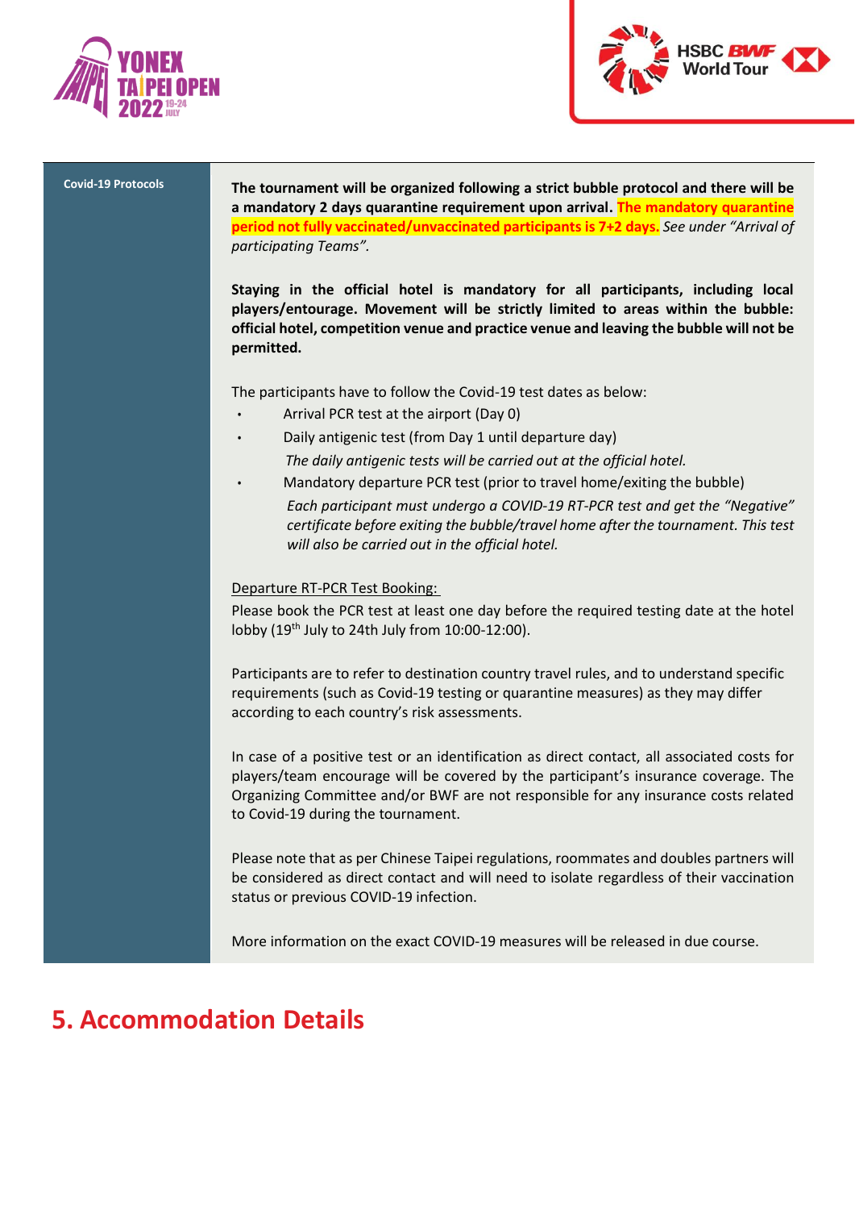| Covid-19 Protocols | |
|---|---|
| **Covid-19 Protocols** | **The tournament will be organized following a strict bubble protocol and there will be a mandatory 2 days quarantine requirement upon arrival. The mandatory quarantine period not fully vaccinated/unvaccinated participants is 7+2 days.** *See under "Arrival of participating Teams".*<br><br>**Staying in the official hotel is mandatory for all participants, including local players/entourage. Movement will be strictly limited to areas within the bubble: official hotel, competition venue and practice venue and leaving the bubble will not be permitted.**<br><br>The participants have to follow the Covid-19 test dates as below:<br>• Arrival PCR test at the airport (Day 0)<br>• Daily antigenic test (from Day 1 until departure day)<br>*The daily antigenic tests will be carried out at the official hotel.*<br>• Mandatory departure PCR test (prior to travel home/exiting the bubble)<br>*Each participant must undergo a COVID-19 RT-PCR test and get the "Negative" certificate before exiting the bubble/travel home after the tournament. This test will also be carried out in the official hotel.*<br><br><u>Departure RT-PCR Test Booking:</u><br>Please book the PCR test at least one day before the required testing date at the hotel lobby (19th July to 24th July from 10:00-12:00).<br><br>Participants are to refer to destination country travel rules, and to understand specific requirements (such as Covid-19 testing or quarantine measures) as they may differ according to each country's risk assessments.<br><br>In case of a positive test or an identification as direct contact, all associated costs for players/team encourage will be covered by the participant's insurance coverage. The Organizing Committee and/or BWF are not responsible for any insurance costs related to Covid-19 during the tournament.<br><br>Please note that as per Chinese Taipei regulations, roommates and doubles partners will be considered as direct contact and will need to isolate regardless of their vaccination status or previous COVID-19 infection.<br><br>More information on the exact COVID-19 measures will be released in due course. |

# 5. Accommodation Details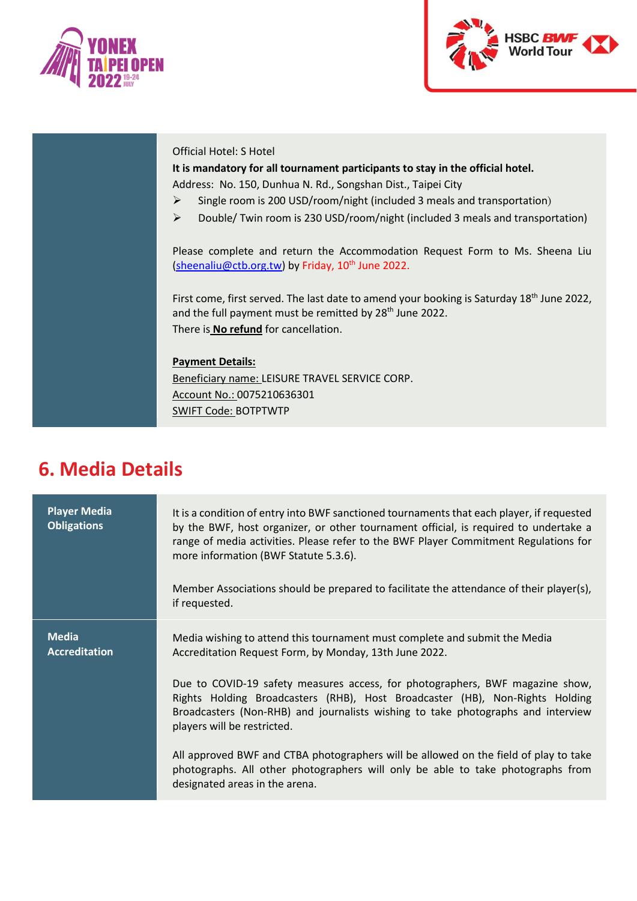| | |
|---|---|
| | Official Hotel: S Hotel<br>**It is mandatory for all tournament participants to stay in the official hotel.**<br>Address: No. 150, Dunhua N. Rd., Songshan Dist., Taipei City<br>➢ Single room is 200 USD/room/night (included 3 meals and transportation)<br>➢ Double/ Twin room is 230 USD/room/night (included 3 meals and transportation)<br><br>Please complete and return the Accommodation Request Form to Ms. Sheena Liu (sheenaliu@ctb.org.tw) by Friday, 10th June 2022.<br><br>First come, first served. The last date to amend your booking is Saturday 18th June 2022, and the full payment must be remitted by 28th June 2022.<br>There is **No refund** for cancellation.<br><br>**Payment Details:**<br>Beneficiary name: LEISURE TRAVEL SERVICE CORP.<br>Account No.: 0075210636301<br>SWIFT Code: BOTPTWTP |

## 6. Media Details

| | |
|---|---|
| **Player Media Obligations** | It is a condition of entry into BWF sanctioned tournaments that each player, if requested by the BWF, host organizer, or other tournament official, is required to undertake a range of media activities. Please refer to the BWF Player Commitment Regulations for more information (BWF Statute 5.3.6).<br><br>Member Associations should be prepared to facilitate the attendance of their player(s), if requested. |
| **Media Accreditation** | Media wishing to attend this tournament must complete and submit the Media Accreditation Request Form, by Monday, 13th June 2022.<br><br>Due to COVID-19 safety measures access, for photographers, BWF magazine show, Rights Holding Broadcasters (RHB), Host Broadcaster (HB), Non-Rights Holding Broadcasters (Non-RHB) and journalists wishing to take photographs and interview players will be restricted.<br><br>All approved BWF and CTBA photographers will be allowed on the field of play to take photographs. All other photographers will only be able to take photographs from designated areas in the arena. |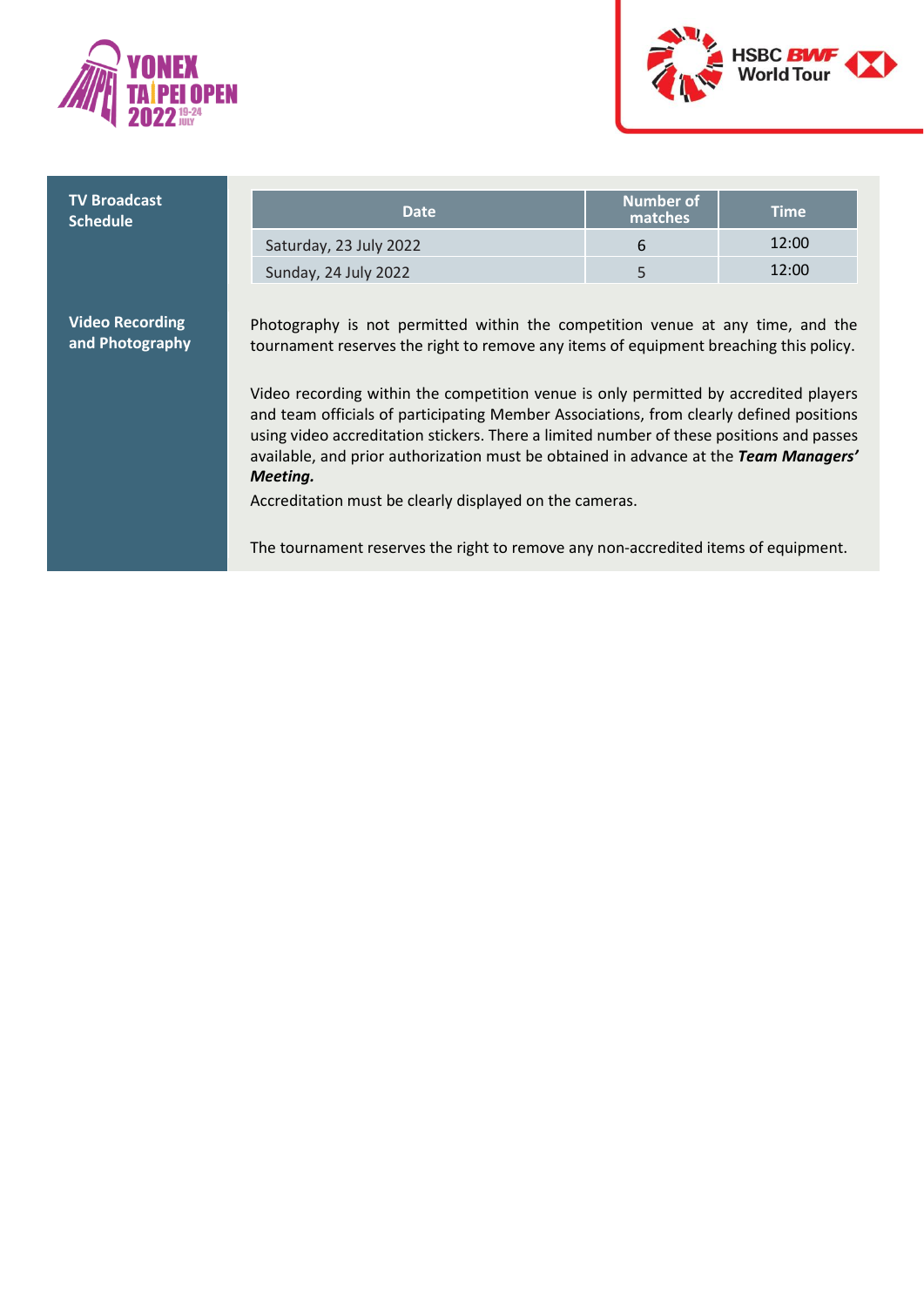## TV Broadcast Schedule

| Date | Number of matches | Time |
| --- | --- | --- |
| Saturday, 23 July 2022 | 6 | 12:00 |
| Sunday, 24 July 2022 | 5 | 12:00 |

## Video Recording and Photography

Photography is not permitted within the competition venue at any time, and the tournament reserves the right to remove any items of equipment breaching this policy.

Video recording within the competition venue is only permitted by accredited players and team officials of participating Member Associations, from clearly defined positions using video accreditation stickers. There a limited number of these positions and passes available, and prior authorization must be obtained in advance at the ***Team Managers' Meeting.***

Accreditation must be clearly displayed on the cameras.

The tournament reserves the right to remove any non-accredited items of equipment.